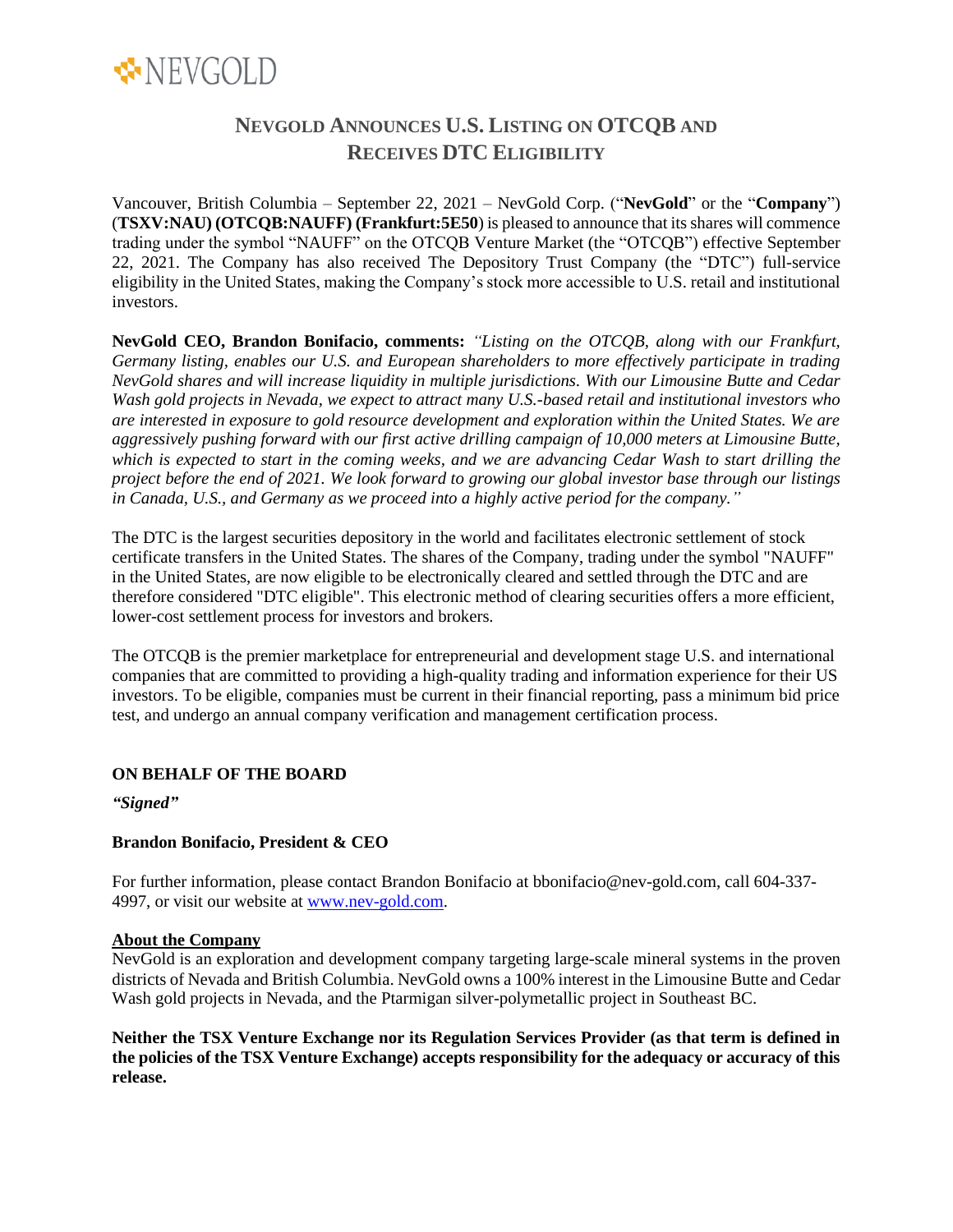NEVGOLD

# NEVGOLD ANNOUNCES U.S. LISTING ON OTCQB AND RECEIVES DTC ELIGIBILITY

Vancouver, British Columbia – September 22, 2021 – NevGold Corp. ("**NevGold**" or the "**Company**") (**TSXV:NAU) (OTCQB:NAUFF) (Frankfurt:5E50**) is pleased to announce that its shares will commence trading under the symbol "NAUFF" on the OTCQB Venture Market (the "OTCQB") effective September 22, 2021. The Company has also received The Depository Trust Company (the "DTC") full-service eligibility in the United States, making the Company's stock more accessible to U.S. retail and institutional investors.

**NevGold CEO, Brandon Bonifacio, comments:** *"Listing on the OTCQB, along with our Frankfurt, Germany listing, enables our U.S. and European shareholders to more effectively participate in trading NevGold shares and will increase liquidity in multiple jurisdictions. With our Limousine Butte and Cedar Wash gold projects in Nevada, we expect to attract many U.S.-based retail and institutional investors who are interested in exposure to gold resource development and exploration within the United States. We are aggressively pushing forward with our first active drilling campaign of 10,000 meters at Limousine Butte, which is expected to start in the coming weeks, and we are advancing Cedar Wash to start drilling the project before the end of 2021. We look forward to growing our global investor base through our listings in Canada, U.S., and Germany as we proceed into a highly active period for the company."*

The DTC is the largest securities depository in the world and facilitates electronic settlement of stock certificate transfers in the United States. The shares of the Company, trading under the symbol "NAUFF" in the United States, are now eligible to be electronically cleared and settled through the DTC and are therefore considered "DTC eligible". This electronic method of clearing securities offers a more efficient, lower-cost settlement process for investors and brokers.

The OTCQB is the premier marketplace for entrepreneurial and development stage U.S. and international companies that are committed to providing a high-quality trading and information experience for their US investors. To be eligible, companies must be current in their financial reporting, pass a minimum bid price test, and undergo an annual company verification and management certification process.

**ON BEHALF OF THE BOARD**

***"Signed"***

**Brandon Bonifacio, President & CEO**

For further information, please contact Brandon Bonifacio at bbonifacio@nev-gold.com, call 604-337-4997, or visit our website at [www.nev-gold.com](www.nev-gold.com).

**About the Company**

NevGold is an exploration and development company targeting large-scale mineral systems in the proven districts of Nevada and British Columbia. NevGold owns a 100% interest in the Limousine Butte and Cedar Wash gold projects in Nevada, and the Ptarmigan silver-polymetallic project in Southeast BC.

**Neither the TSX Venture Exchange nor its Regulation Services Provider (as that term is defined in the policies of the TSX Venture Exchange) accepts responsibility for the adequacy or accuracy of this release.**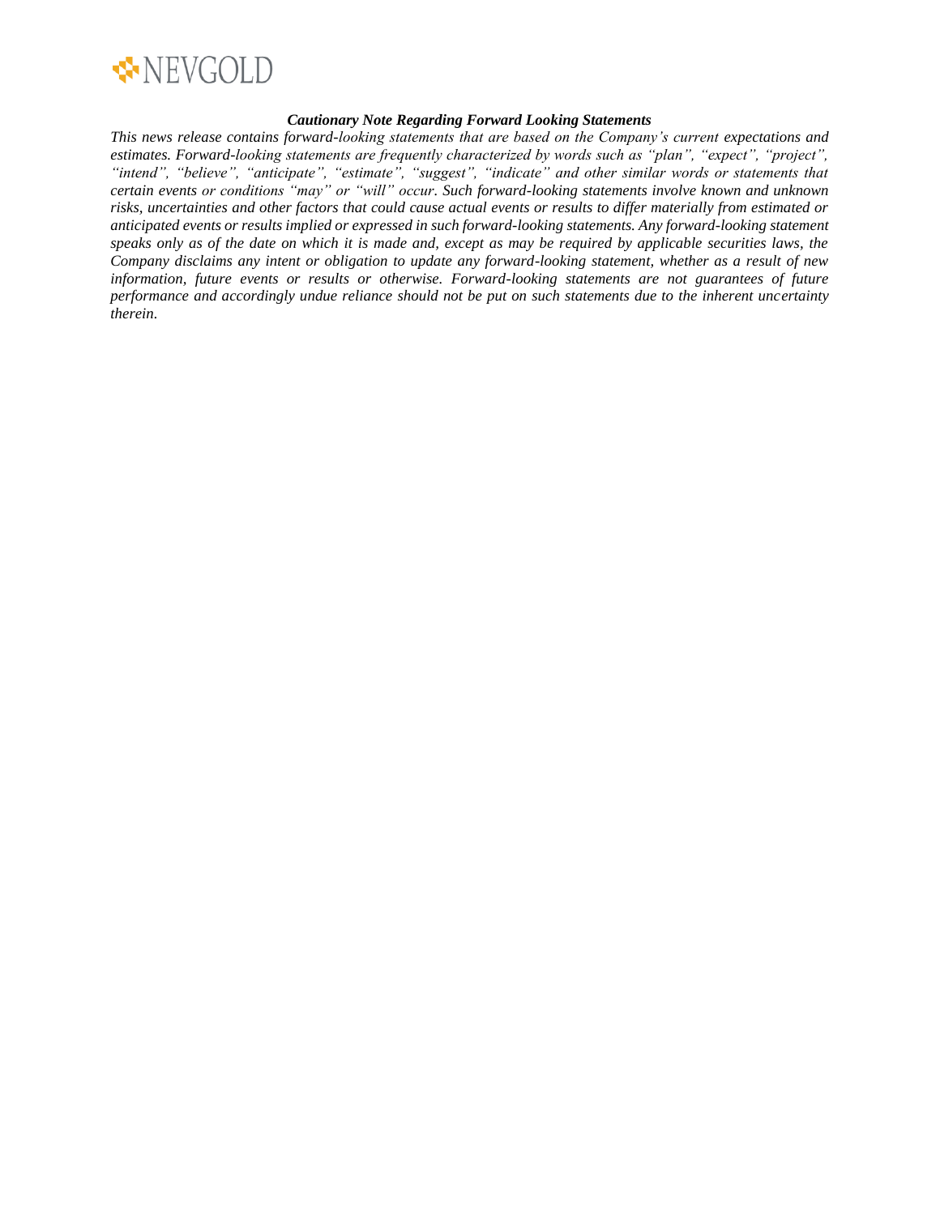***Cautionary Note Regarding Forward Looking Statements***

*This news release contains forward-looking statements that are based on the Company's current expectations and estimates. Forward-looking statements are frequently characterized by words such as "plan", "expect", "project", "intend", "believe", "anticipate", "estimate", "suggest", "indicate" and other similar words or statements that certain events or conditions "may" or "will" occur. Such forward-looking statements involve known and unknown risks, uncertainties and other factors that could cause actual events or results to differ materially from estimated or anticipated events or results implied or expressed in such forward-looking statements. Any forward-looking statement speaks only as of the date on which it is made and, except as may be required by applicable securities laws, the Company disclaims any intent or obligation to update any forward-looking statement, whether as a result of new information, future events or results or otherwise. Forward-looking statements are not guarantees of future performance and accordingly undue reliance should not be put on such statements due to the inherent uncertainty therein.*